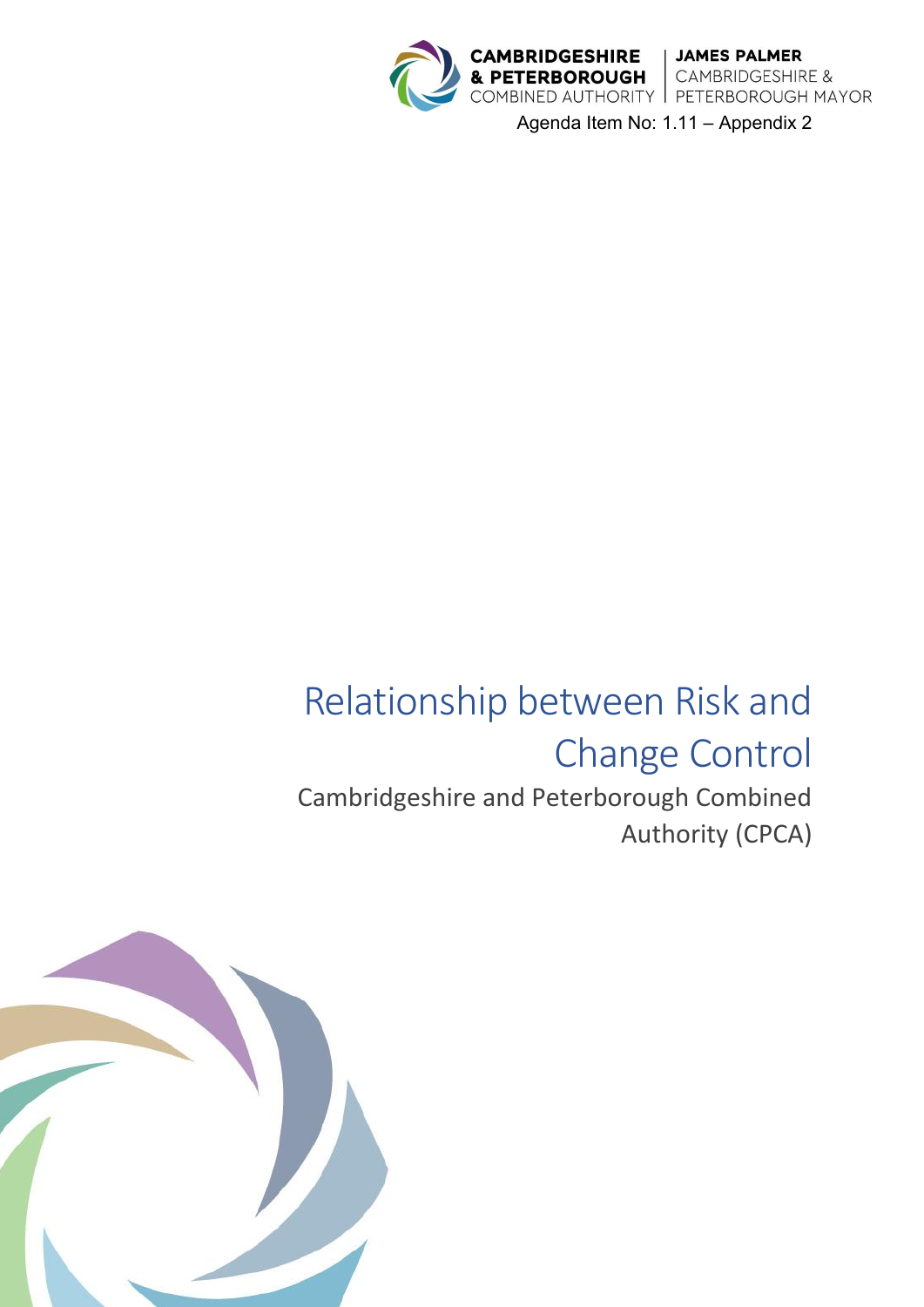CAMBRIDGESHIRE & PETERBOROUGH COMBINED AUTHORITY | JAMES PALMER CAMBRIDGESHIRE & PETERBOROUGH MAYOR

Agenda Item No: 1.11 – Appendix 2

# Relationship between Risk and Change Control

Cambridgeshire and Peterborough Combined Authority (CPCA)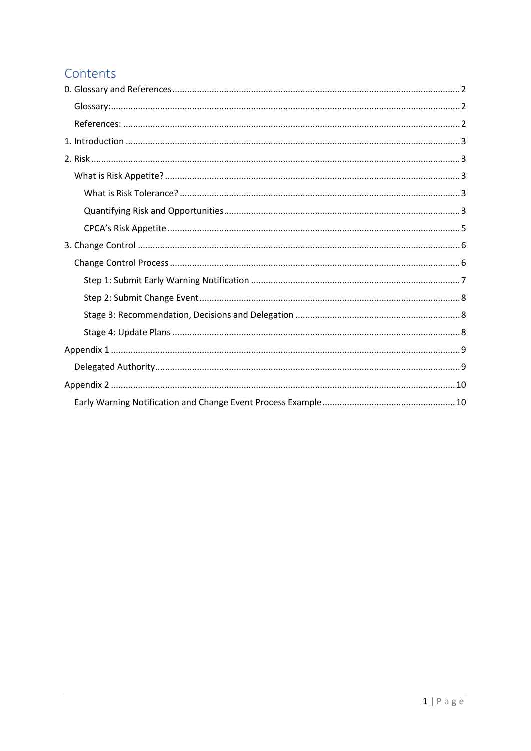# Contents

0. Glossary and References ..... 2
   - Glossary: ..... 2
   - References: ..... 2
1. Introduction ..... 3
2. Risk ..... 3
   - What is Risk Appetite? ..... 3
     - What is Risk Tolerance? ..... 3
     - Quantifying Risk and Opportunities ..... 3
     - CPCA's Risk Appetite ..... 5
3. Change Control ..... 6
   - Change Control Process ..... 6
     - Step 1: Submit Early Warning Notification ..... 7
     - Step 2: Submit Change Event ..... 8
     - Stage 3: Recommendation, Decisions and Delegation ..... 8
     - Stage 4: Update Plans ..... 8

Appendix 1 ..... 9
   - Delegated Authority ..... 9

Appendix 2 ..... 10
   - Early Warning Notification and Change Event Process Example ..... 10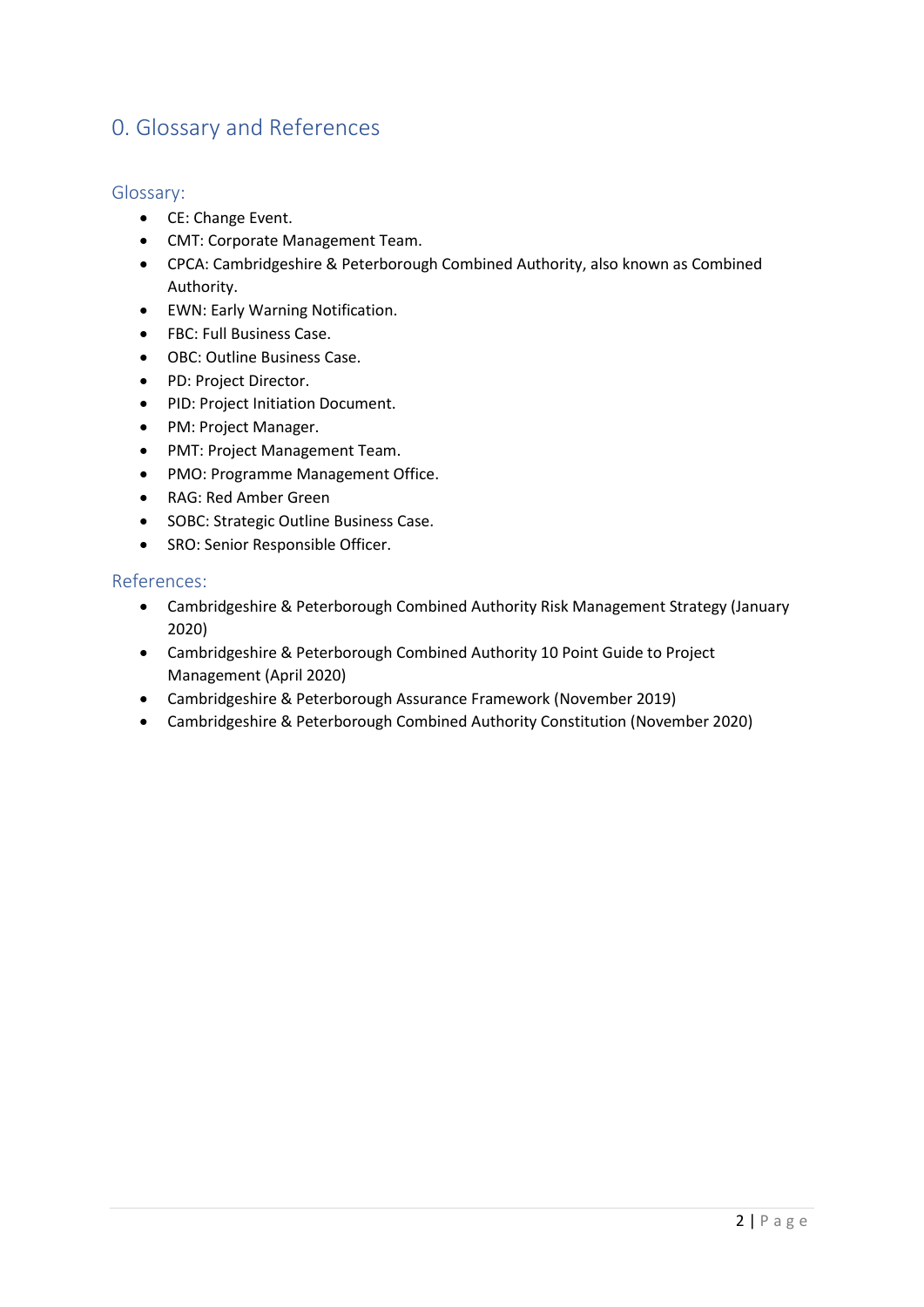# 0. Glossary and References

## Glossary:

- CE: Change Event.
- CMT: Corporate Management Team.
- CPCA: Cambridgeshire & Peterborough Combined Authority, also known as Combined Authority.
- EWN: Early Warning Notification.
- FBC: Full Business Case.
- OBC: Outline Business Case.
- PD: Project Director.
- PID: Project Initiation Document.
- PM: Project Manager.
- PMT: Project Management Team.
- PMO: Programme Management Office.
- RAG: Red Amber Green
- SOBC: Strategic Outline Business Case.
- SRO: Senior Responsible Officer.

## References:

- Cambridgeshire & Peterborough Combined Authority Risk Management Strategy (January 2020)
- Cambridgeshire & Peterborough Combined Authority 10 Point Guide to Project Management (April 2020)
- Cambridgeshire & Peterborough Assurance Framework (November 2019)
- Cambridgeshire & Peterborough Combined Authority Constitution (November 2020)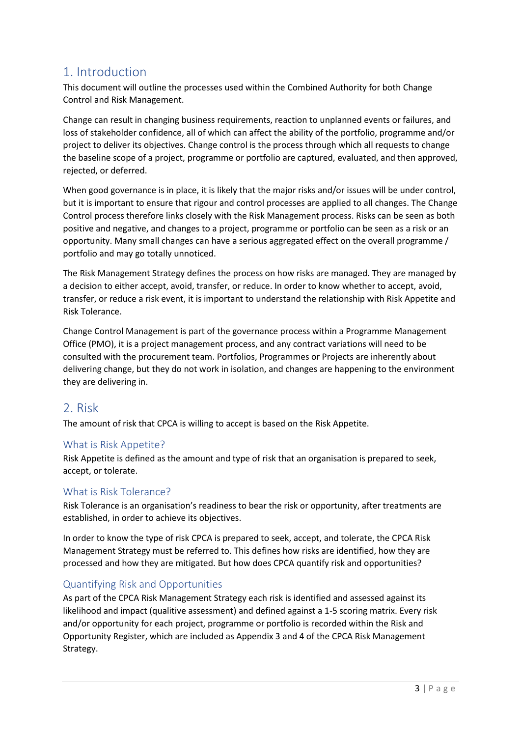## 1. Introduction

This document will outline the processes used within the Combined Authority for both Change Control and Risk Management.

Change can result in changing business requirements, reaction to unplanned events or failures, and loss of stakeholder confidence, all of which can affect the ability of the portfolio, programme and/or project to deliver its objectives. Change control is the process through which all requests to change the baseline scope of a project, programme or portfolio are captured, evaluated, and then approved, rejected, or deferred.

When good governance is in place, it is likely that the major risks and/or issues will be under control, but it is important to ensure that rigour and control processes are applied to all changes. The Change Control process therefore links closely with the Risk Management process. Risks can be seen as both positive and negative, and changes to a project, programme or portfolio can be seen as a risk or an opportunity. Many small changes can have a serious aggregated effect on the overall programme / portfolio and may go totally unnoticed.

The Risk Management Strategy defines the process on how risks are managed. They are managed by a decision to either accept, avoid, transfer, or reduce. In order to know whether to accept, avoid, transfer, or reduce a risk event, it is important to understand the relationship with Risk Appetite and Risk Tolerance.

Change Control Management is part of the governance process within a Programme Management Office (PMO), it is a project management process, and any contract variations will need to be consulted with the procurement team. Portfolios, Programmes or Projects are inherently about delivering change, but they do not work in isolation, and changes are happening to the environment they are delivering in.

## 2. Risk

The amount of risk that CPCA is willing to accept is based on the Risk Appetite.

### What is Risk Appetite?

Risk Appetite is defined as the amount and type of risk that an organisation is prepared to seek, accept, or tolerate.

### What is Risk Tolerance?

Risk Tolerance is an organisation's readiness to bear the risk or opportunity, after treatments are established, in order to achieve its objectives.

In order to know the type of risk CPCA is prepared to seek, accept, and tolerate, the CPCA Risk Management Strategy must be referred to. This defines how risks are identified, how they are processed and how they are mitigated. But how does CPCA quantify risk and opportunities?

### Quantifying Risk and Opportunities

As part of the CPCA Risk Management Strategy each risk is identified and assessed against its likelihood and impact (qualitive assessment) and defined against a 1-5 scoring matrix. Every risk and/or opportunity for each project, programme or portfolio is recorded within the Risk and Opportunity Register, which are included as Appendix 3 and 4 of the CPCA Risk Management Strategy.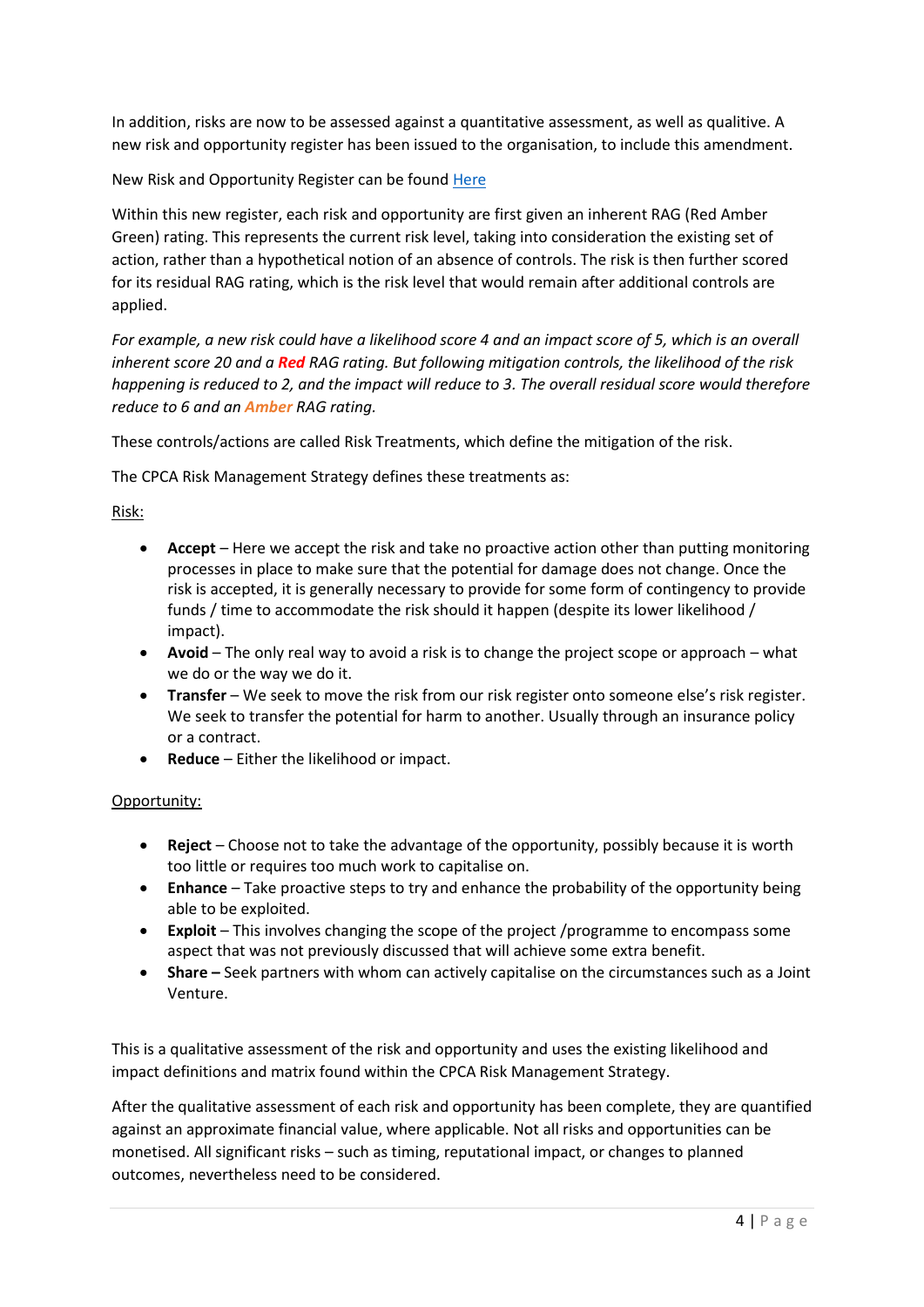In addition, risks are now to be assessed against a quantitative assessment, as well as qualitive. A new risk and opportunity register has been issued to the organisation, to include this amendment.

New Risk and Opportunity Register can be found [Here]

Within this new register, each risk and opportunity are first given an inherent RAG (Red Amber Green) rating. This represents the current risk level, taking into consideration the existing set of action, rather than a hypothetical notion of an absence of controls. The risk is then further scored for its residual RAG rating, which is the risk level that would remain after additional controls are applied.

*For example, a new risk could have a likelihood score 4 and an impact score of 5, which is an overall inherent score 20 and a* ***Red*** *RAG rating. But following mitigation controls, the likelihood of the risk happening is reduced to 2, and the impact will reduce to 3. The overall residual score would therefore reduce to 6 and an* ***Amber*** *RAG rating.*

These controls/actions are called Risk Treatments, which define the mitigation of the risk.

The CPCA Risk Management Strategy defines these treatments as:

Risk:

- **Accept** – Here we accept the risk and take no proactive action other than putting monitoring processes in place to make sure that the potential for damage does not change. Once the risk is accepted, it is generally necessary to provide for some form of contingency to provide funds / time to accommodate the risk should it happen (despite its lower likelihood / impact).
- **Avoid** – The only real way to avoid a risk is to change the project scope or approach – what we do or the way we do it.
- **Transfer** – We seek to move the risk from our risk register onto someone else's risk register. We seek to transfer the potential for harm to another. Usually through an insurance policy or a contract.
- **Reduce** – Either the likelihood or impact.

Opportunity:

- **Reject** – Choose not to take the advantage of the opportunity, possibly because it is worth too little or requires too much work to capitalise on.
- **Enhance** – Take proactive steps to try and enhance the probability of the opportunity being able to be exploited.
- **Exploit** – This involves changing the scope of the project /programme to encompass some aspect that was not previously discussed that will achieve some extra benefit.
- **Share –** Seek partners with whom can actively capitalise on the circumstances such as a Joint Venture.

This is a qualitative assessment of the risk and opportunity and uses the existing likelihood and impact definitions and matrix found within the CPCA Risk Management Strategy.

After the qualitative assessment of each risk and opportunity has been complete, they are quantified against an approximate financial value, where applicable. Not all risks and opportunities can be monetised. All significant risks – such as timing, reputational impact, or changes to planned outcomes, nevertheless need to be considered.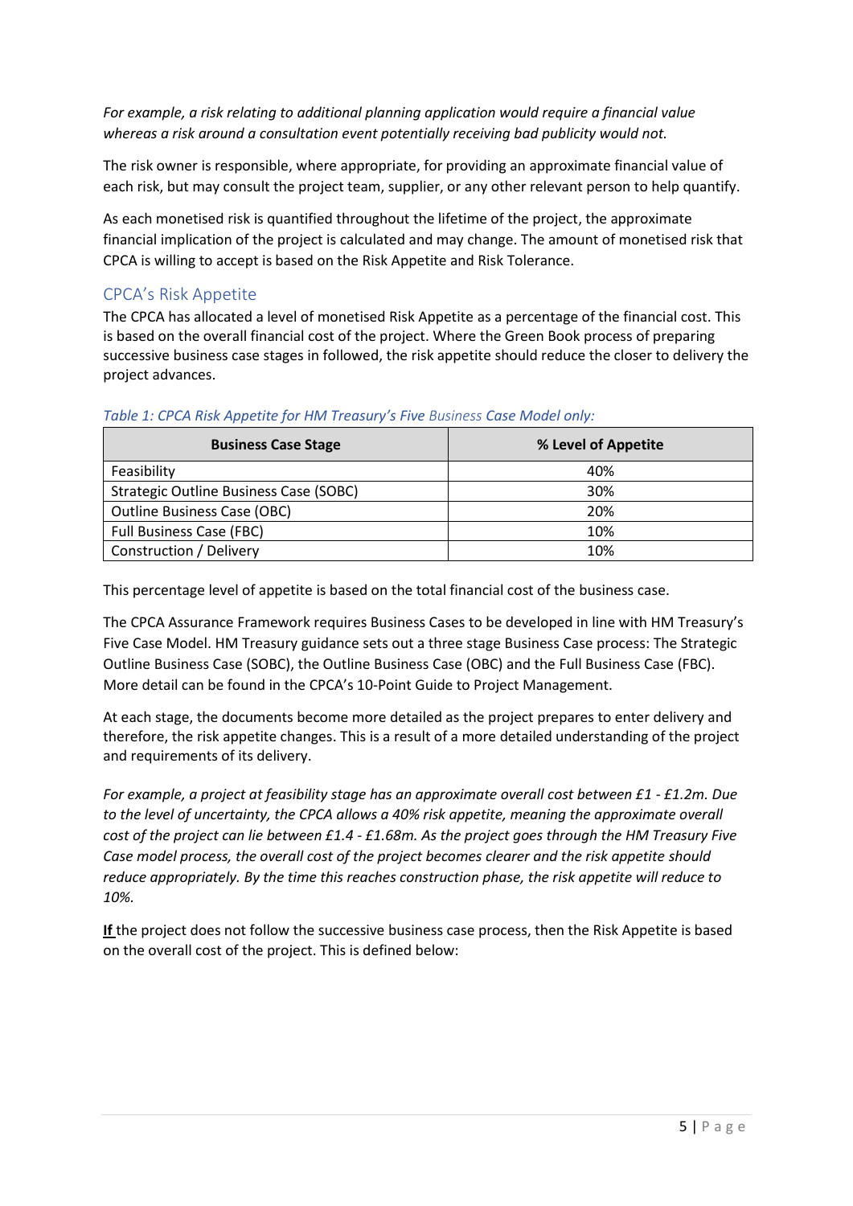*For example, a risk relating to additional planning application would require a financial value whereas a risk around a consultation event potentially receiving bad publicity would not.*

The risk owner is responsible, where appropriate, for providing an approximate financial value of each risk, but may consult the project team, supplier, or any other relevant person to help quantify.

As each monetised risk is quantified throughout the lifetime of the project, the approximate financial implication of the project is calculated and may change. The amount of monetised risk that CPCA is willing to accept is based on the Risk Appetite and Risk Tolerance.

## CPCA's Risk Appetite

The CPCA has allocated a level of monetised Risk Appetite as a percentage of the financial cost. This is based on the overall financial cost of the project. Where the Green Book process of preparing successive business case stages in followed, the risk appetite should reduce the closer to delivery the project advances.

*Table 1: CPCA Risk Appetite for HM Treasury's Five Business Case Model only:*

| Business Case Stage | % Level of Appetite |
|---|---|
| Feasibility | 40% |
| Strategic Outline Business Case (SOBC) | 30% |
| Outline Business Case (OBC) | 20% |
| Full Business Case (FBC) | 10% |
| Construction / Delivery | 10% |

This percentage level of appetite is based on the total financial cost of the business case.

The CPCA Assurance Framework requires Business Cases to be developed in line with HM Treasury's Five Case Model. HM Treasury guidance sets out a three stage Business Case process: The Strategic Outline Business Case (SOBC), the Outline Business Case (OBC) and the Full Business Case (FBC). More detail can be found in the CPCA's 10-Point Guide to Project Management.

At each stage, the documents become more detailed as the project prepares to enter delivery and therefore, the risk appetite changes. This is a result of a more detailed understanding of the project and requirements of its delivery.

*For example, a project at feasibility stage has an approximate overall cost between £1 - £1.2m. Due to the level of uncertainty, the CPCA allows a 40% risk appetite, meaning the approximate overall cost of the project can lie between £1.4 - £1.68m. As the project goes through the HM Treasury Five Case model process, the overall cost of the project becomes clearer and the risk appetite should reduce appropriately. By the time this reaches construction phase, the risk appetite will reduce to 10%.*

**If** the project does not follow the successive business case process, then the Risk Appetite is based on the overall cost of the project. This is defined below: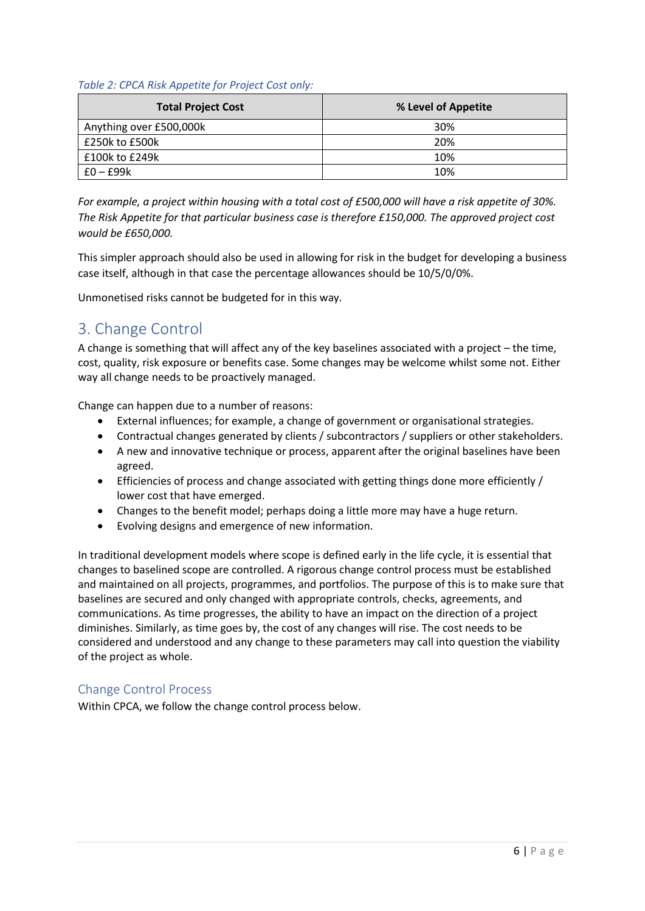*Table 2: CPCA Risk Appetite for Project Cost only:*

| Total Project Cost | % Level of Appetite |
|---|---|
| Anything over £500,000k | 30% |
| £250k to £500k | 20% |
| £100k to £249k | 10% |
| £0 – £99k | 10% |

*For example, a project within housing with a total cost of £500,000 will have a risk appetite of 30%. The Risk Appetite for that particular business case is therefore £150,000. The approved project cost would be £650,000.*

This simpler approach should also be used in allowing for risk in the budget for developing a business case itself, although in that case the percentage allowances should be 10/5/0/0%.

Unmonetised risks cannot be budgeted for in this way.

## 3. Change Control

A change is something that will affect any of the key baselines associated with a project – the time, cost, quality, risk exposure or benefits case. Some changes may be welcome whilst some not. Either way all change needs to be proactively managed.

Change can happen due to a number of reasons:

- External influences; for example, a change of government or organisational strategies.
- Contractual changes generated by clients / subcontractors / suppliers or other stakeholders.
- A new and innovative technique or process, apparent after the original baselines have been agreed.
- Efficiencies of process and change associated with getting things done more efficiently / lower cost that have emerged.
- Changes to the benefit model; perhaps doing a little more may have a huge return.
- Evolving designs and emergence of new information.

In traditional development models where scope is defined early in the life cycle, it is essential that changes to baselined scope are controlled. A rigorous change control process must be established and maintained on all projects, programmes, and portfolios. The purpose of this is to make sure that baselines are secured and only changed with appropriate controls, checks, agreements, and communications. As time progresses, the ability to have an impact on the direction of a project diminishes. Similarly, as time goes by, the cost of any changes will rise. The cost needs to be considered and understood and any change to these parameters may call into question the viability of the project as whole.

### Change Control Process

Within CPCA, we follow the change control process below.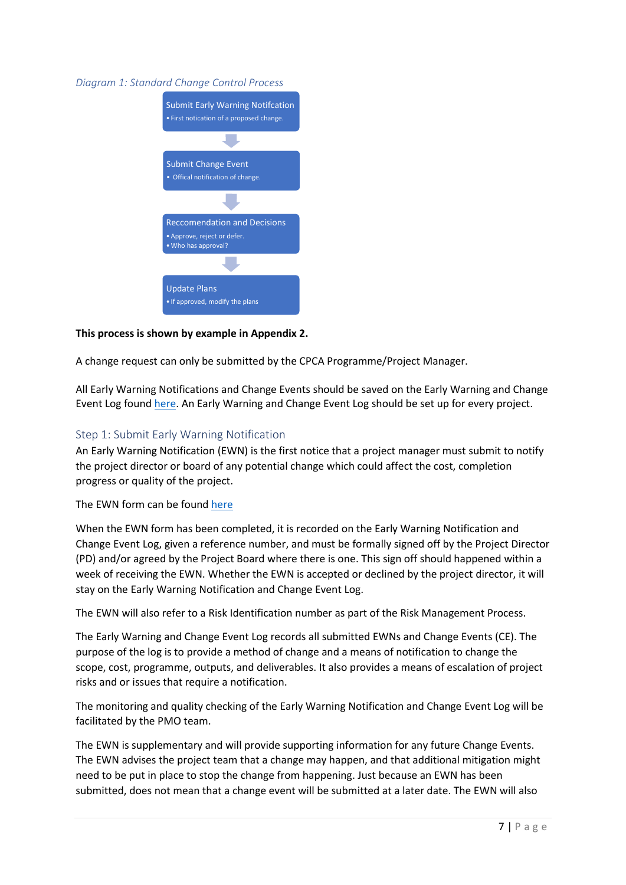*Diagram 1: Standard Change Control Process*

Submit Early Warning Notifcation
- First notication of a proposed change.

Submit Change Event
- Offical notification of change.

Reccomendation and Decisions
- Approve, reject or defer.
- Who has approval?

Update Plans
- If approved, modify the plans

**This process is shown by example in Appendix 2.**

A change request can only be submitted by the CPCA Programme/Project Manager.

All Early Warning Notifications and Change Events should be saved on the Early Warning and Change Event Log found here. An Early Warning and Change Event Log should be set up for every project.

## Step 1: Submit Early Warning Notification

An Early Warning Notification (EWN) is the first notice that a project manager must submit to notify the project director or board of any potential change which could affect the cost, completion progress or quality of the project.

The EWN form can be found here

When the EWN form has been completed, it is recorded on the Early Warning Notification and Change Event Log, given a reference number, and must be formally signed off by the Project Director (PD) and/or agreed by the Project Board where there is one. This sign off should happened within a week of receiving the EWN. Whether the EWN is accepted or declined by the project director, it will stay on the Early Warning Notification and Change Event Log.

The EWN will also refer to a Risk Identification number as part of the Risk Management Process.

The Early Warning and Change Event Log records all submitted EWNs and Change Events (CE). The purpose of the log is to provide a method of change and a means of notification to change the scope, cost, programme, outputs, and deliverables. It also provides a means of escalation of project risks and or issues that require a notification.

The monitoring and quality checking of the Early Warning Notification and Change Event Log will be facilitated by the PMO team.

The EWN is supplementary and will provide supporting information for any future Change Events. The EWN advises the project team that a change may happen, and that additional mitigation might need to be put in place to stop the change from happening. Just because an EWN has been submitted, does not mean that a change event will be submitted at a later date. The EWN will also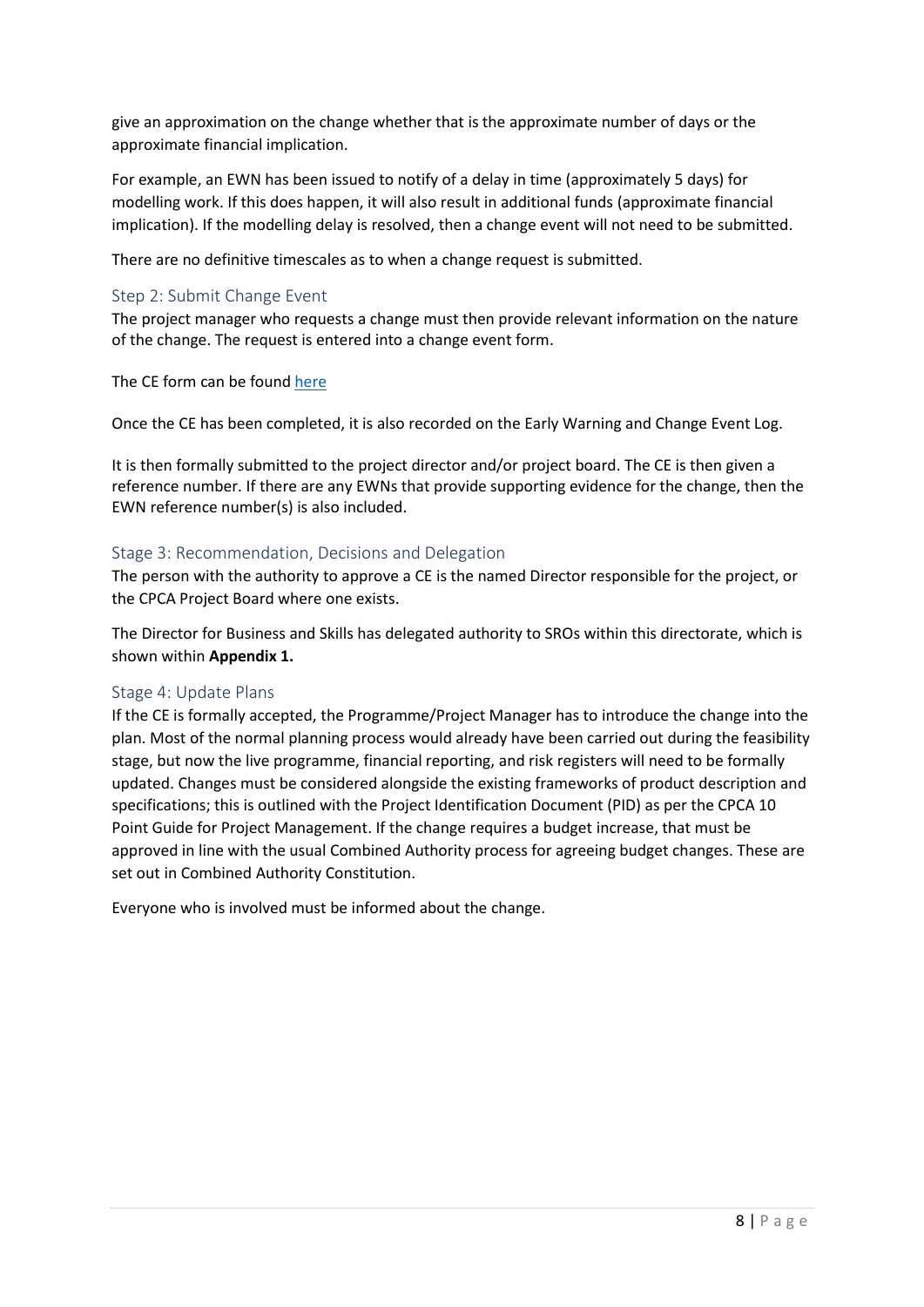give an approximation on the change whether that is the approximate number of days or the approximate financial implication.

For example, an EWN has been issued to notify of a delay in time (approximately 5 days) for modelling work. If this does happen, it will also result in additional funds (approximate financial implication). If the modelling delay is resolved, then a change event will not need to be submitted.

There are no definitive timescales as to when a change request is submitted.

## Step 2: Submit Change Event

The project manager who requests a change must then provide relevant information on the nature of the change. The request is entered into a change event form.

The CE form can be found here

Once the CE has been completed, it is also recorded on the Early Warning and Change Event Log.

It is then formally submitted to the project director and/or project board. The CE is then given a reference number. If there are any EWNs that provide supporting evidence for the change, then the EWN reference number(s) is also included.

## Stage 3: Recommendation, Decisions and Delegation

The person with the authority to approve a CE is the named Director responsible for the project, or the CPCA Project Board where one exists.

The Director for Business and Skills has delegated authority to SROs within this directorate, which is shown within **Appendix 1.**

## Stage 4: Update Plans

If the CE is formally accepted, the Programme/Project Manager has to introduce the change into the plan. Most of the normal planning process would already have been carried out during the feasibility stage, but now the live programme, financial reporting, and risk registers will need to be formally updated. Changes must be considered alongside the existing frameworks of product description and specifications; this is outlined with the Project Identification Document (PID) as per the CPCA 10 Point Guide for Project Management. If the change requires a budget increase, that must be approved in line with the usual Combined Authority process for agreeing budget changes. These are set out in Combined Authority Constitution.

Everyone who is involved must be informed about the change.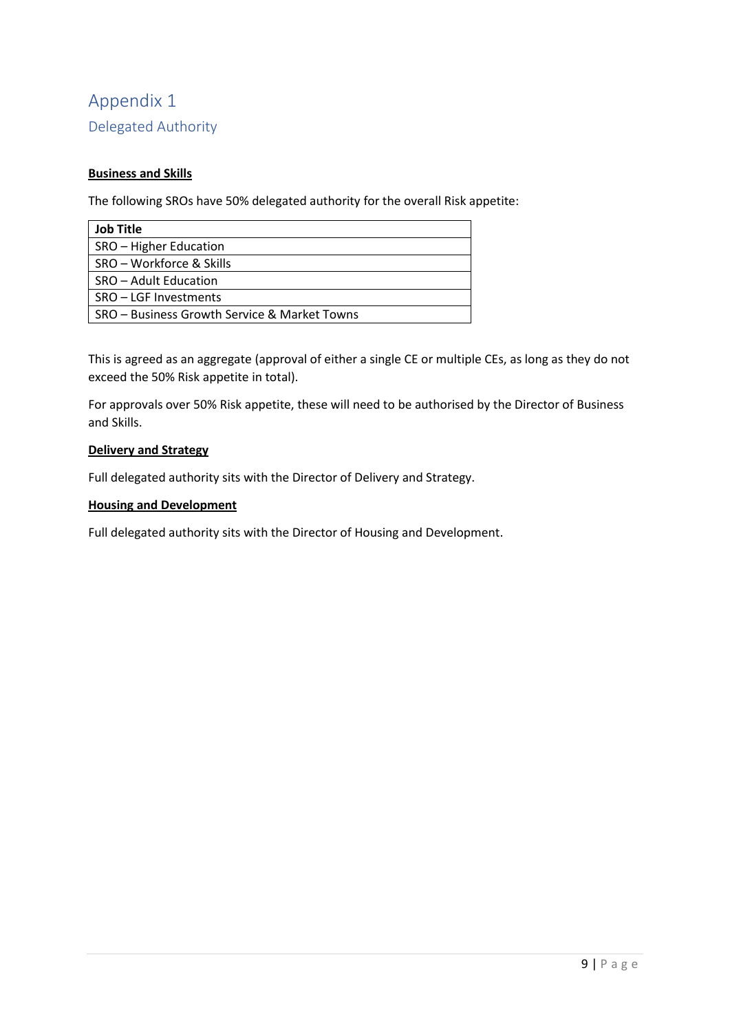# Appendix 1

## Delegated Authority

**Business and Skills**

The following SROs have 50% delegated authority for the overall Risk appetite:

| Job Title |
| --- |
| SRO – Higher Education |
| SRO – Workforce & Skills |
| SRO – Adult Education |
| SRO – LGF Investments |
| SRO – Business Growth Service & Market Towns |

This is agreed as an aggregate (approval of either a single CE or multiple CEs, as long as they do not exceed the 50% Risk appetite in total).

For approvals over 50% Risk appetite, these will need to be authorised by the Director of Business and Skills.

**Delivery and Strategy**

Full delegated authority sits with the Director of Delivery and Strategy.

**Housing and Development**

Full delegated authority sits with the Director of Housing and Development.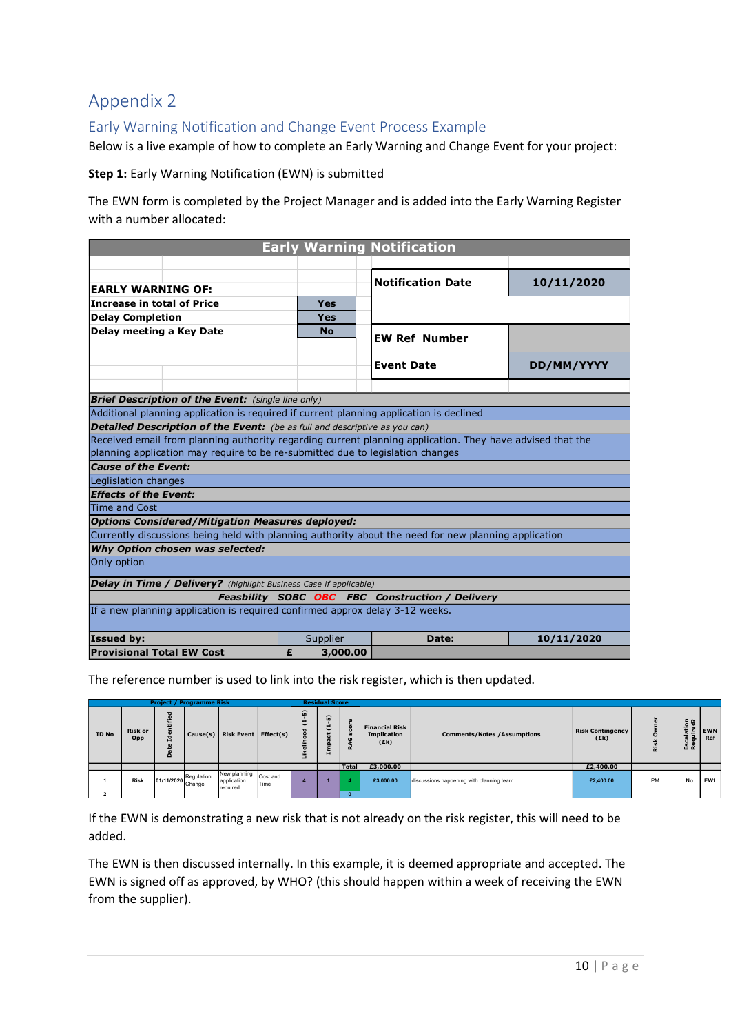# Appendix 2

## Early Warning Notification and Change Event Process Example

Below is a live example of how to complete an Early Warning and Change Event for your project:

**Step 1:** Early Warning Notification (EWN) is submitted

The EWN form is completed by the Project Manager and is added into the Early Warning Register with a number allocated:

| **Early Warning Notification** | | | |
|---|---|---|---|
| **EARLY WARNING OF:** | | **Notification Date** | **10/11/2020** |
| **Increase in total of Price** | **Yes** | | |
| **Delay Completion** | **Yes** | | |
| **Delay meeting a Key Date** | **No** | **EW Ref Number** | |
| | | **Event Date** | **DD/MM/YYYY** |
| ***Brief Description of the Event:*** *(single line only)* | | | |
| Additional planning application is required if current planning application is declined | | | |
| ***Detailed Description of the Event:*** *(be as full and descriptive as you can)* | | | |
| Received email from planning authority regarding current planning application. They have advised that the planning application may require to be re-submitted due to legislation changes | | | |
| ***Cause of the Event:*** | | | |
| Leglislation changes | | | |
| ***Effects of the Event:*** | | | |
| Time and Cost | | | |
| ***Options Considered/Mitigation Measures deployed:*** | | | |
| Currently discussions being held with planning authority about the need for new planning application | | | |
| ***Why Option chosen was selected:*** | | | |
| Only option | | | |
| ***Delay in Time / Delivery?*** *(highlight Business Case if applicable)* | | | |
| ***Feasbility SOBC OBC FBC Construction / Delivery*** | | | |
| If a new planning application is required confirmed approx delay 3-12 weeks. | | | |
| **Issued by:** | Supplier | **Date:** | **10/11/2020** |
| **Provisional Total EW Cost** | **£ 3,000.00** | | |

The reference number is used to link into the risk register, which is then updated.

| Project / Programme Risk | | | | | | Residual Score | | | | | | | | |
|---|---|---|---|---|---|---|---|---|---|---|---|---|---|---|
| ID No | Risk or Opp | Date Identified | Cause(s) | Risk Event | Effect(s) | Likelihood (1-5) | Impact (1-5) | RAG score | Financial Risk Implication (£k) | Comments/Notes /Assumptions | Risk Contingency (£k) | Risk Owner | Escalation Required? | EWN Ref |
| | | | | | | | | Total | £3,000.00 | | £2,400.00 | | | |
| 1 | Risk | 01/11/2020 | Regulation Change | New planning application required | Cost and Time | 4 | 1 | 4 | £3,000.00 | discussions happening with planning team | £2,400.00 | PM | No | EW1 |
| 2 | | | | | | | | 0 | | | | | | |

If the EWN is demonstrating a new risk that is not already on the risk register, this will need to be added.

The EWN is then discussed internally. In this example, it is deemed appropriate and accepted. The EWN is signed off as approved, by WHO? (this should happen within a week of receiving the EWN from the supplier).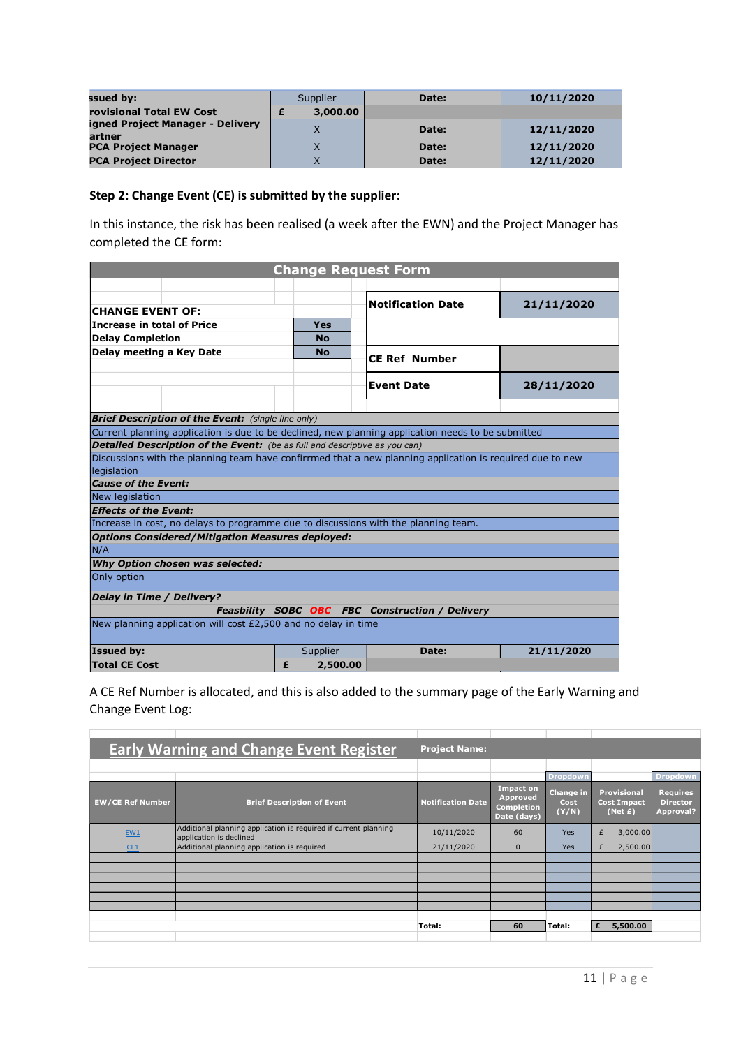| ssued by: | Supplier | Date: | 10/11/2020 |
|---|---|---|---|
| rovisional Total EW Cost | £ 3,000.00 | | |
| igned Project Manager - Delivery artner | X | Date: | 12/11/2020 |
| PCA Project Manager | X | Date: | 12/11/2020 |
| PCA Project Director | X | Date: | 12/11/2020 |

**Step 2: Change Event (CE) is submitted by the supplier:**

In this instance, the risk has been realised (a week after the EWN) and the Project Manager has completed the CE form:

| Change Request Form | | | |
|---|---|---|---|
| **CHANGE EVENT OF:** | | **Notification Date** | **21/11/2020** |
| **Increase in total of Price** | **Yes** | | |
| **Delay Completion** | **No** | | |
| **Delay meeting a Key Date** | **No** | **CE Ref Number** | |
| | | **Event Date** | **28/11/2020** |
| ***Brief Description of the Event:*** *(single line only)* | | | |
| Current planning application is due to be declined, new planning application needs to be submitted | | | |
| ***Detailed Description of the Event:*** *(be as full and descriptive as you can)* | | | |
| Discussions with the planning team have confirrmed that a new planning application is required due to new legislation | | | |
| ***Cause of the Event:*** | | | |
| New legislation | | | |
| ***Effects of the Event:*** | | | |
| Increase in cost, no delays to programme due to discussions with the planning team. | | | |
| ***Options Considered/Mitigation Measures deployed:*** | | | |
| N/A | | | |
| ***Why Option chosen was selected:*** | | | |
| Only option | | | |
| ***Delay in Time / Delivery?*** | | | |
| ***Feasibility SOBC OBC FBC Construction / Delivery*** | | | |
| New planning application will cost £2,500 and no delay in time | | | |
| **Issued by:** | Supplier | **Date:** | **21/11/2020** |
| **Total CE Cost** | **£ 2,500.00** | | |

A CE Ref Number is allocated, and this is also added to the summary page of the Early Warning and Change Event Log:

**Early Warning and Change Event Register** — **Project Name:**

| EW/CE Ref Number | Brief Description of Event | Notification Date | Impact on Approved Completion Date (days) | Change in Cost (Y/N) | Provisional Cost Impact (Net £) | Requires Director Approval? |
|---|---|---|---|---|---|---|
| | | | | Dropdown | | Dropdown |
| EW1 | Additional planning application is required if current planning application is declined | 10/11/2020 | 60 | Yes | £ 3,000.00 | |
| CE1 | Additional planning application is required | 21/11/2020 | 0 | Yes | £ 2,500.00 | |
| | | **Total:** | **60** | **Total:** | **£ 5,500.00** | |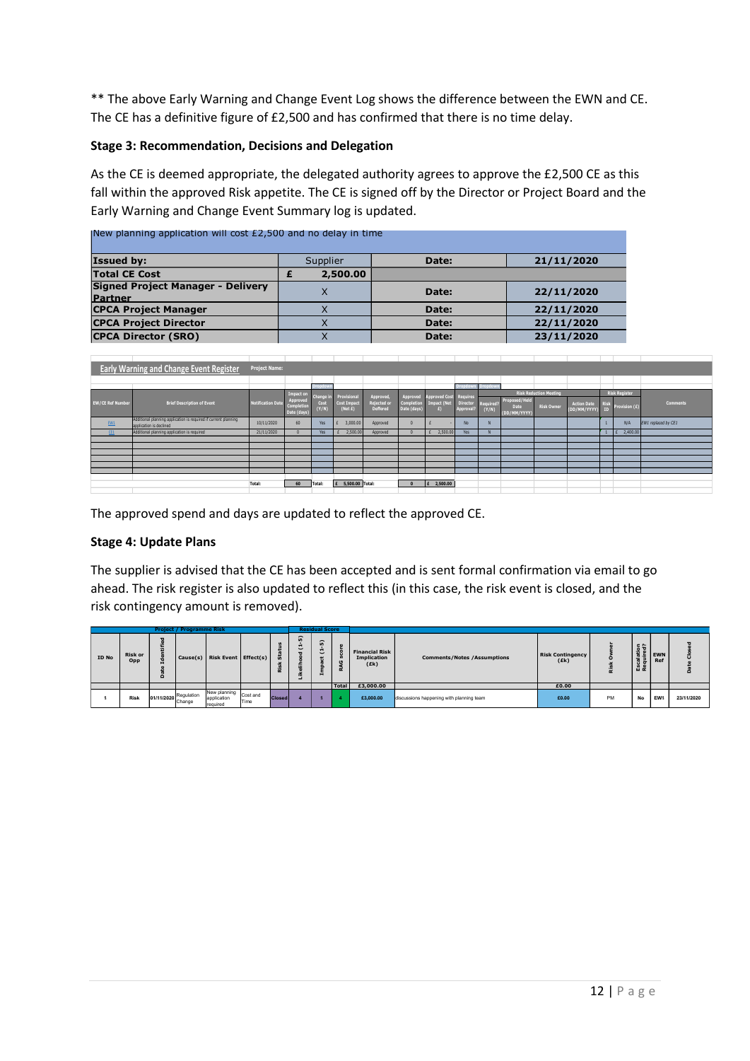** The above Early Warning and Change Event Log shows the difference between the EWN and CE. The CE has a definitive figure of £2,500 and has confirmed that there is no time delay.

### Stage 3: Recommendation, Decisions and Delegation

As the CE is deemed appropriate, the delegated authority agrees to approve the £2,500 CE as this fall within the approved Risk appetite. The CE is signed off by the Director or Project Board and the Early Warning and Change Event Summary log is updated.

| New planning application will cost £2,500 and no delay in time | | | | |
|---|---|---|---|---|
| **Issued by:** | Supplier | | **Date:** | **21/11/2020** |
| **Total CE Cost** | **£** | **2,500.00** | | |
| **Signed Project Manager - Delivery Partner** | X | | **Date:** | **22/11/2020** |
| **CPCA Project Manager** | X | | **Date:** | **22/11/2020** |
| **CPCA Project Director** | X | | **Date:** | **22/11/2020** |
| **CPCA Director (SRO)** | X | | **Date:** | **23/11/2020** |

**Early Warning and Change Event Register** — Project Name:

| EW/CE Ref Number | Brief Description of Event | Notification Date | Impact on Approved Completion Date (days) | Change in Cost (Y/N) | Provisional Cost Impact (Net £) | Approved, Rejected or Deffered | Approved Completion Date (days) | Approved Cost Impact (Net £) | Requires Director Approval? | Required? (Y/N) | Proposed/Held Date (DD/MM/YYYY) | Risk Owner | Action Date (DD/MM/YYYY) | Risk ID | Provision (£) | Comments |
|---|---|---|---|---|---|---|---|---|---|---|---|---|---|---|---|---|
| EW1 | Additional planning application is required if current planning application is declined | 10/11/2020 | 60 | Yes | £ 3,000.00 | Approved | 0 | £ - | No | N | | | | 1 | N/A | EW1 replaced by CE1 |
| CE1 | Additional planning application is required | 21/11/2020 | 0 | Yes | £ 2,500.00 | Approved | 0 | £ 2,500.00 | Yes | N | | | | 1 | £ 2,400.00 | |
| | | Total: | 60 | Total: | £ 5,500.00 | Total: | 0 | £ 2,500.00 | | | | | | | | |

The approved spend and days are updated to reflect the approved CE.

### Stage 4: Update Plans

The supplier is advised that the CE has been accepted and is sent formal confirmation via email to go ahead. The risk register is also updated to reflect this (in this case, the risk event is closed, and the risk contingency amount is removed).

| ID No | Risk or Opp | Date Identified | Cause(s) | Risk Event | Effect(s) | Risk Status | Likelihood (1-5) | Impact (1-5) | RAG score | Financial Risk Implication (£k) | Comments/Notes /Assumptions | Risk Contingency (£k) | Risk Owner | Escalation Required? | EWN Ref | Date Closed |
|---|---|---|---|---|---|---|---|---|---|---|---|---|---|---|---|---|
| | | | | | | | | | Total | £3,000.00 | | £0.00 | | | | |
| 1 | Risk | 01/11/2020 | Regulation Change | New planning application required | Cost and Time | Closed | 4 | 1 | 4 | £3,000.00 | discussions happening with planning team | £0.00 | PM | No | EW1 | 23/11/2020 |